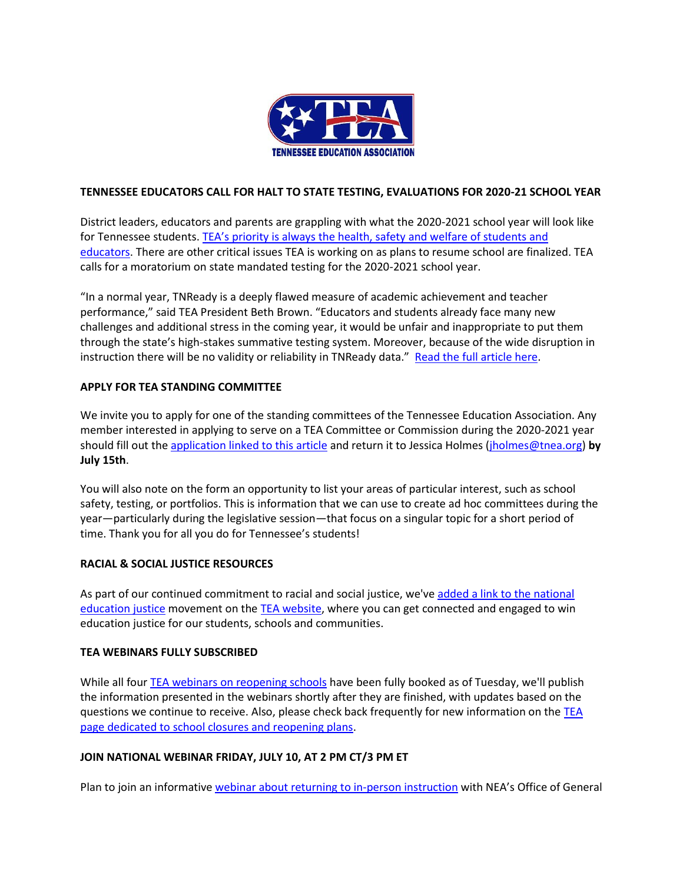## TENNESSEE EDUCATORS CALL FOR HALT TO STATE TESTING, EVALUATIONS FOR 2020-21 SCHOOL YEAR

District leaders, educators and parents are grappling with what the 2020-2021 school year will look like for Tennessee students. TEA's priority is always the health, safety and welfare of students and educators. There are other critical issues TEA is working on as plans to resume school are finalized. TEA calls for a moratorium on state mandated testing for the 2020-2021 school year.

"In a normal year, TNReady is a deeply flawed measure of academic achievement and teacher performance," said TEA President Beth Brown. "Educators and students already face many new challenges and additional stress in the coming year, it would be unfair and inappropriate to put them through the state's high-stakes summative testing system. Moreover, because of the wide disruption in instruction there will be no validity or reliability in TNReady data." Read the full article here.

## APPLY FOR TEA STANDING COMMITTEE

We invite you to apply for one of the standing committees of the Tennessee Education Association. Any member interested in applying to serve on a TEA Committee or Commission during the 2020-2021 year should fill out the application linked to this article and return it to Jessica Holmes (jholmes@tnea.org) **by July 15th**.

You will also note on the form an opportunity to list your areas of particular interest, such as school safety, testing, or portfolios. This is information that we can use to create ad hoc committees during the year—particularly during the legislative session—that focus on a singular topic for a short period of time. Thank you for all you do for Tennessee's students!

## RACIAL & SOCIAL JUSTICE RESOURCES

As part of our continued commitment to racial and social justice, we've added a link to the national education justice movement on the TEA website, where you can get connected and engaged to win education justice for our students, schools and communities.

## TEA WEBINARS FULLY SUBSCRIBED

While all four TEA webinars on reopening schools have been fully booked as of Tuesday, we'll publish the information presented in the webinars shortly after they are finished, with updates based on the questions we continue to receive. Also, please check back frequently for new information on the TEA page dedicated to school closures and reopening plans.

## JOIN NATIONAL WEBINAR FRIDAY, JULY 10, AT 2 PM CT/3 PM ET

Plan to join an informative webinar about returning to in-person instruction with NEA's Office of General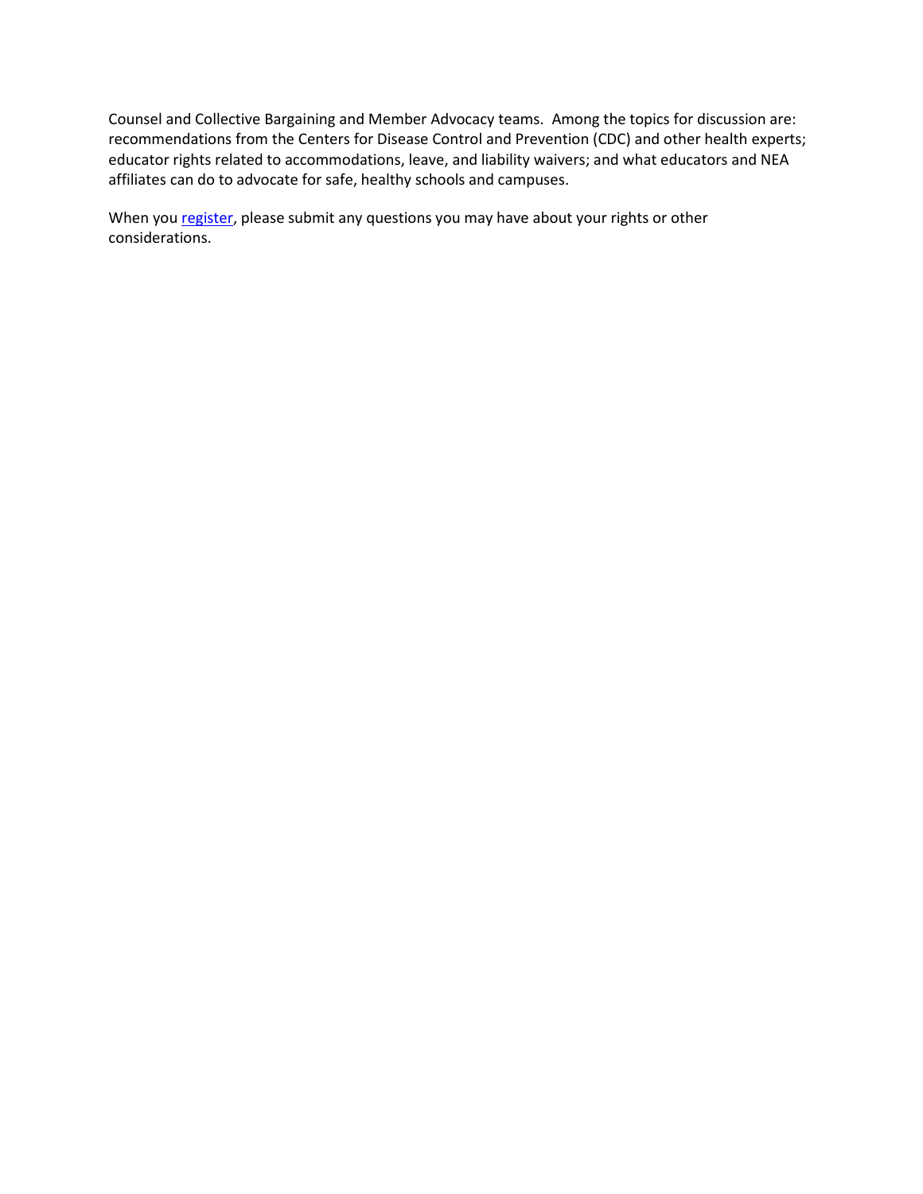Counsel and Collective Bargaining and Member Advocacy teams. Among the topics for discussion are: recommendations from the Centers for Disease Control and Prevention (CDC) and other health experts; educator rights related to accommodations, leave, and liability waivers; and what educators and NEA affiliates can do to advocate for safe, healthy schools and campuses.

When you register, please submit any questions you may have about your rights or other considerations.